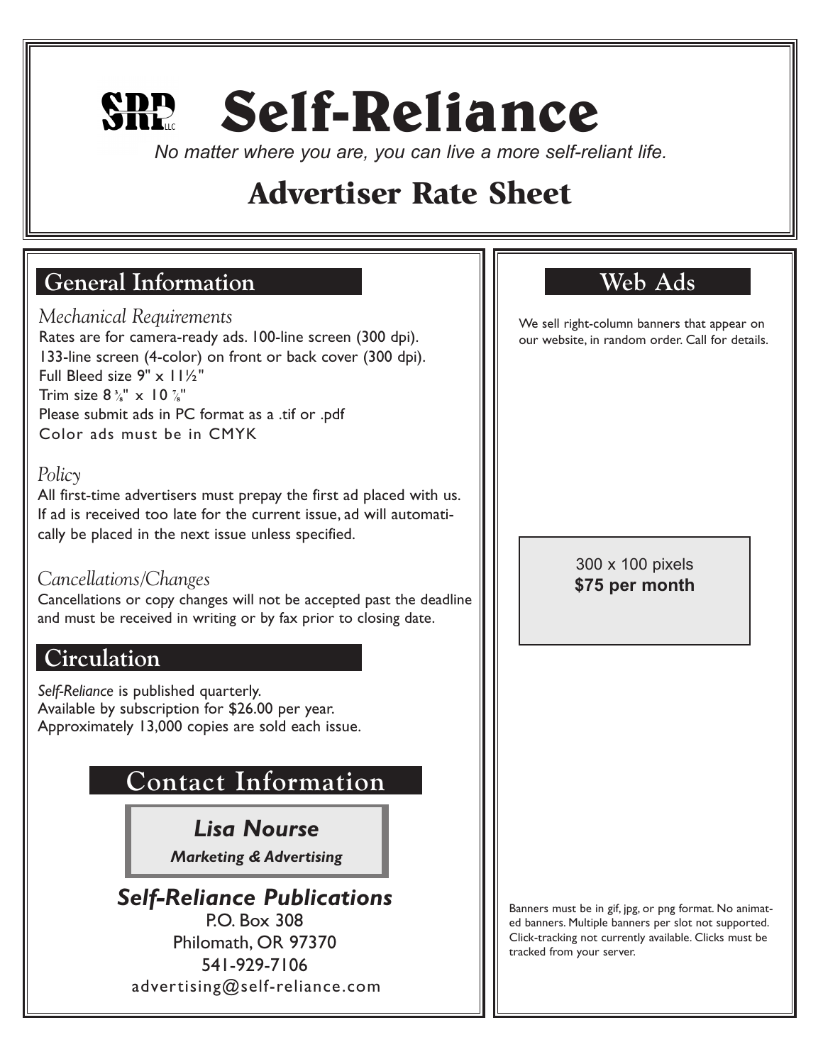SRP LLC

# Self-Reliance

*No matter where you are, you can live a more self-reliant life.*

# Advertiser Rate Sheet

## General Information

*Mechanical Requirements*

Rates are for camera-ready ads. 100-line screen (300 dpi).
133-line screen (4-color) on front or back cover (300 dpi).
Full Bleed size 9" x 11½"
Trim size 8 ⅜" x 10 ⅞"
Please submit ads in PC format as a .tif or .pdf
Color ads must be in CMYK

*Policy*

All first-time advertisers must prepay the first ad placed with us. If ad is received too late for the current issue, ad will automatically be placed in the next issue unless specified.

*Cancellations/Changes*

Cancellations or copy changes will not be accepted past the deadline and must be received in writing or by fax prior to closing date.

## Circulation

*Self-Reliance* is published quarterly.
Available by subscription for $26.00 per year.
Approximately 13,000 copies are sold each issue.

## Contact Information

***Lisa Nourse***

***Marketing & Advertising***

***Self-Reliance Publications***

P.O. Box 308
Philomath, OR 97370
541-929-7106
advertising@self-reliance.com

## Web Ads

We sell right-column banners that appear on our website, in random order. Call for details.

300 x 100 pixels
**$75 per month**

Banners must be in gif, jpg, or png format. No animated banners. Multiple banners per slot not supported. Click-tracking not currently available. Clicks must be tracked from your server.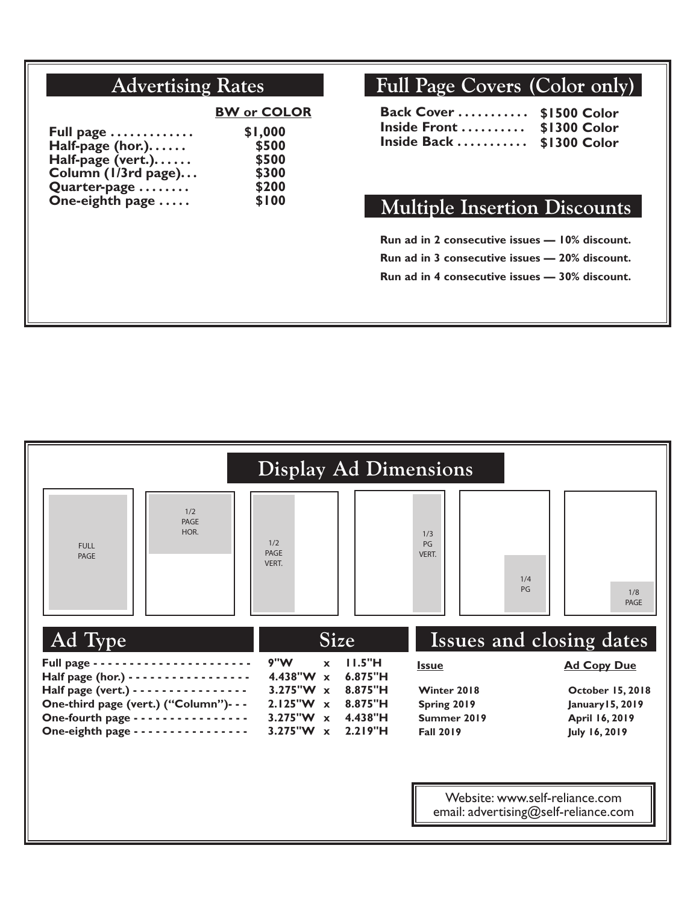## Advertising Rates

| | BW or COLOR |
|---|---|
| Full page | $1,000 |
| Half-page (hor.) | $500 |
| Half-page (vert.) | $500 |
| Column (1/3rd page) | $300 |
| Quarter-page | $200 |
| One-eighth page | $100 |

## Full Page Covers (Color only)

| | |
|---|---|
| Back Cover | $1500 Color |
| Inside Front | $1300 Color |
| Inside Back | $1300 Color |

## Multiple Insertion Discounts

**Run ad in 2 consecutive issues — 10% discount.**

**Run ad in 3 consecutive issues — 20% discount.**

**Run ad in 4 consecutive issues — 30% discount.**

## Display Ad Dimensions

FULL PAGE

1/2 PAGE HOR.

1/2 PAGE VERT.

1/3 PG VERT.

1/4 PG

1/8 PAGE

## Ad Type / Size

| Ad Type | Size |
|---|---|
| Full page | 9"W x 11.5"H |
| Half page (hor.) | 4.438"W x 6.875"H |
| Half page (vert.) | 3.275"W x 8.875"H |
| One-third page (vert.) ("Column") | 2.125"W x 8.875"H |
| One-fourth page | 3.275"W x 4.438"H |
| One-eighth page | 3.275"W x 2.219"H |

## Issues and closing dates

| Issue | Ad Copy Due |
|---|---|
| Winter 2018 | October 15, 2018 |
| Spring 2019 | January15, 2019 |
| Summer 2019 | April 16, 2019 |
| Fall 2019 | July 16, 2019 |

Website: www.self-reliance.com
email: advertising@self-reliance.com